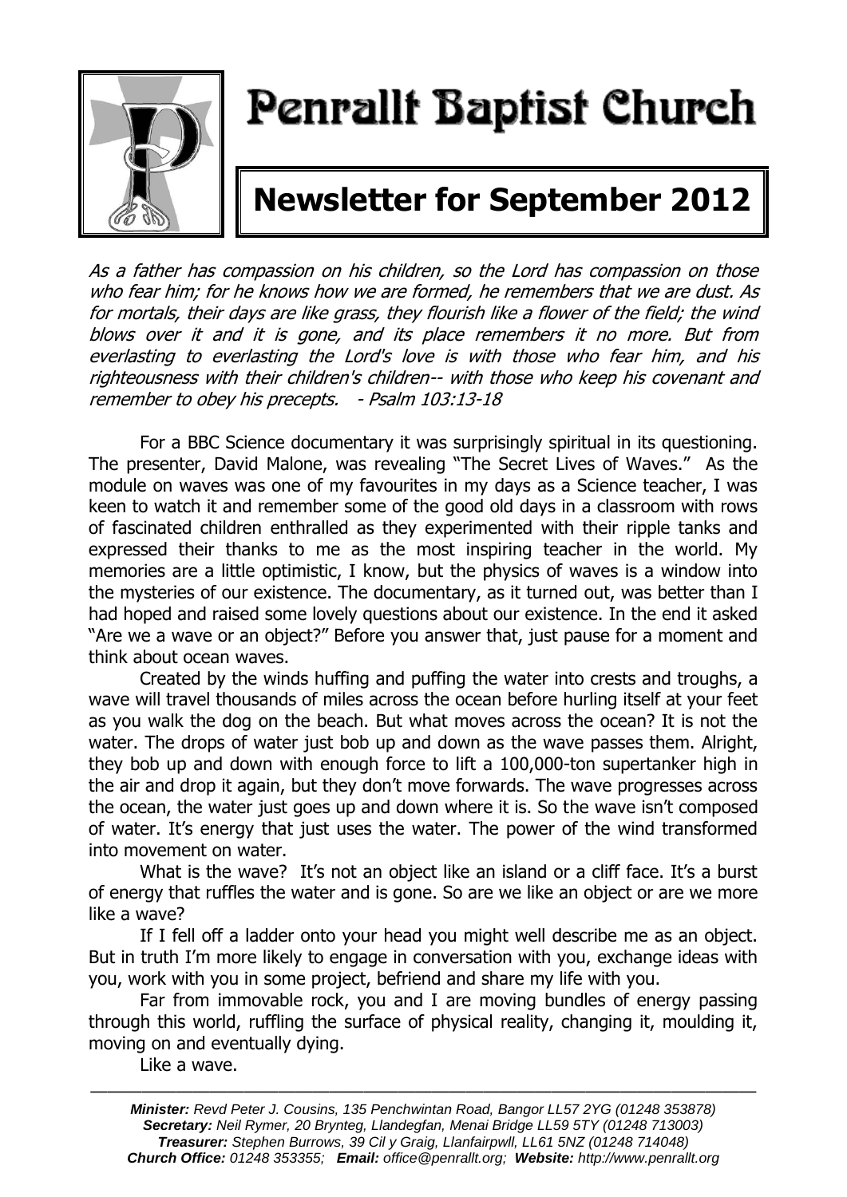# Penrallt Baptist Church

## Newsletter for September 2012

*As a father has compassion on his children, so the Lord has compassion on those who fear him; for he knows how we are formed, he remembers that we are dust. As for mortals, their days are like grass, they flourish like a flower of the field; the wind blows over it and it is gone, and its place remembers it no more. But from everlasting to everlasting the Lord's love is with those who fear him, and his righteousness with their children's children-- with those who keep his covenant and remember to obey his precepts. - Psalm 103:13-18*

For a BBC Science documentary it was surprisingly spiritual in its questioning. The presenter, David Malone, was revealing "The Secret Lives of Waves." As the module on waves was one of my favourites in my days as a Science teacher, I was keen to watch it and remember some of the good old days in a classroom with rows of fascinated children enthralled as they experimented with their ripple tanks and expressed their thanks to me as the most inspiring teacher in the world. My memories are a little optimistic, I know, but the physics of waves is a window into the mysteries of our existence. The documentary, as it turned out, was better than I had hoped and raised some lovely questions about our existence. In the end it asked "Are we a wave or an object?" Before you answer that, just pause for a moment and think about ocean waves.

Created by the winds huffing and puffing the water into crests and troughs, a wave will travel thousands of miles across the ocean before hurling itself at your feet as you walk the dog on the beach. But what moves across the ocean? It is not the water. The drops of water just bob up and down as the wave passes them. Alright, they bob up and down with enough force to lift a 100,000-ton supertanker high in the air and drop it again, but they don't move forwards. The wave progresses across the ocean, the water just goes up and down where it is. So the wave isn't composed of water. It's energy that just uses the water. The power of the wind transformed into movement on water.

What is the wave? It's not an object like an island or a cliff face. It's a burst of energy that ruffles the water and is gone. So are we like an object or are we more like a wave?

If I fell off a ladder onto your head you might well describe me as an object. But in truth I'm more likely to engage in conversation with you, exchange ideas with you, work with you in some project, befriend and share my life with you.

Far from immovable rock, you and I are moving bundles of energy passing through this world, ruffling the surface of physical reality, changing it, moulding it, moving on and eventually dying.

Like a wave.

---

***Minister:*** *Revd Peter J. Cousins, 135 Penchwintan Road, Bangor LL57 2YG (01248 353878)*
***Secretary:*** *Neil Rymer, 20 Brynteg, Llandegfan, Menai Bridge LL59 5TY (01248 713003)*
***Treasurer:*** *Stephen Burrows, 39 Cil y Graig, Llanfairpwll, LL61 5NZ (01248 714048)*
***Church Office:*** *01248 353355;* ***Email:*** *office@penrallt.org;* ***Website:*** *http://www.penrallt.org*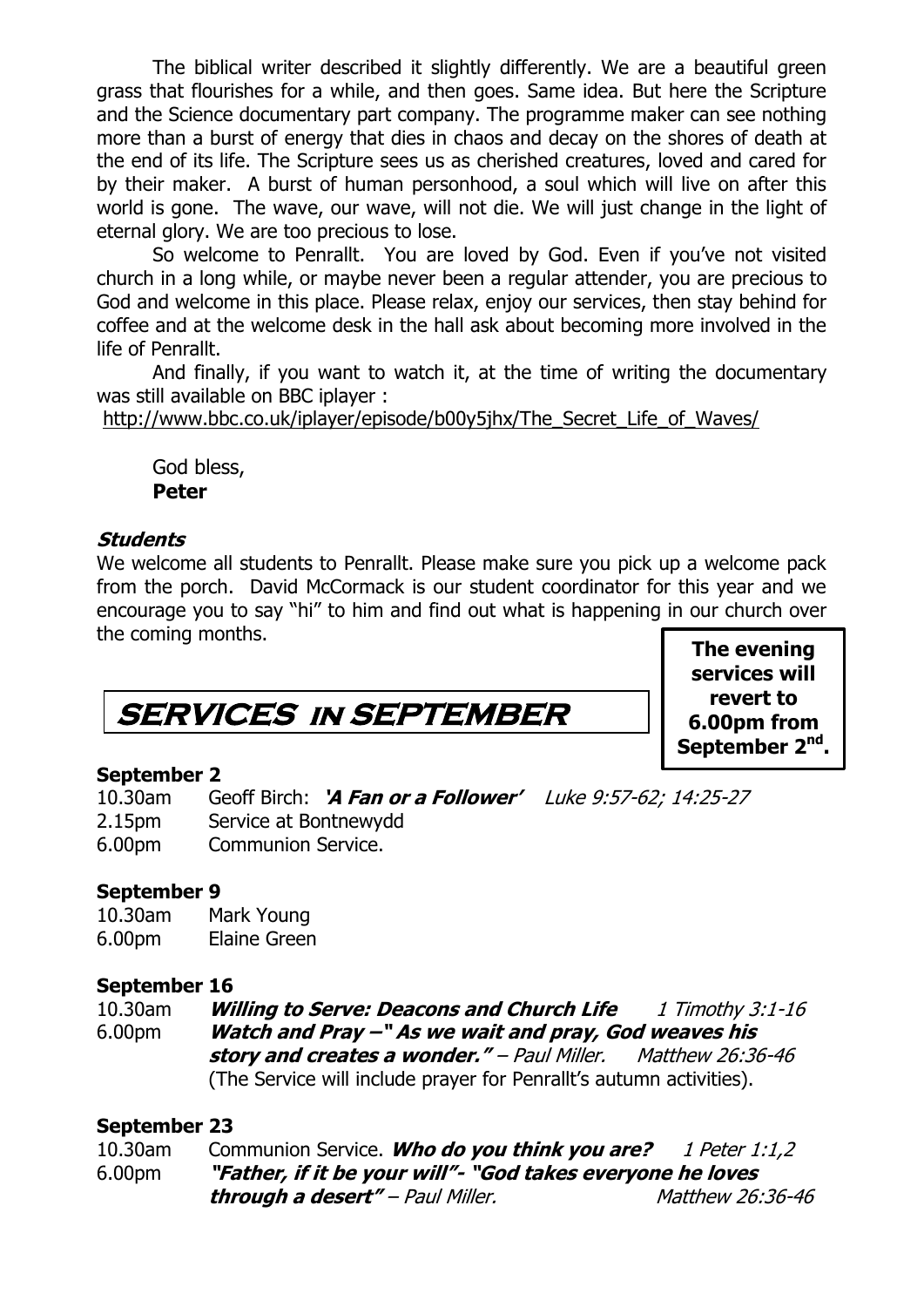The biblical writer described it slightly differently. We are a beautiful green grass that flourishes for a while, and then goes. Same idea. But here the Scripture and the Science documentary part company. The programme maker can see nothing more than a burst of energy that dies in chaos and decay on the shores of death at the end of its life. The Scripture sees us as cherished creatures, loved and cared for by their maker. A burst of human personhood, a soul which will live on after this world is gone. The wave, our wave, will not die. We will just change in the light of eternal glory. We are too precious to lose.

So welcome to Penrallt. You are loved by God. Even if you've not visited church in a long while, or maybe never been a regular attender, you are precious to God and welcome in this place. Please relax, enjoy our services, then stay behind for coffee and at the welcome desk in the hall ask about becoming more involved in the life of Penrallt.

And finally, if you want to watch it, at the time of writing the documentary was still available on BBC iplayer :
http://www.bbc.co.uk/iplayer/episode/b00y5jhx/The_Secret_Life_of_Waves/

God bless,
**Peter**

### *Students*

We welcome all students to Penrallt. Please make sure you pick up a welcome pack from the porch. David McCormack is our student coordinator for this year and we encourage you to say "hi" to him and find out what is happening in our church over the coming months.

## SERVICES IN SEPTEMBER

**The evening services will revert to 6.00pm from September 2nd.**

**September 2**

10.30am Geoff Birch: ***'A Fan or a Follower'*** *Luke 9:57-62; 14:25-27*
2.15pm Service at Bontnewydd
6.00pm Communion Service.

**September 9**

10.30am Mark Young
6.00pm Elaine Green

**September 16**

10.30am ***Willing to Serve: Deacons and Church Life*** *1 Timothy 3:1-16*
6.00pm ***Watch and Pray –" As we wait and pray, God weaves his story and creates a wonder."*** *– Paul Miller.* *Matthew 26:36-46*
(The Service will include prayer for Penrallt's autumn activities).

**September 23**

10.30am Communion Service. ***Who do you think you are?*** *1 Peter 1:1,2*
6.00pm ***"Father, if it be your will"- "God takes everyone he loves through a desert"*** *– Paul Miller.* *Matthew 26:36-46*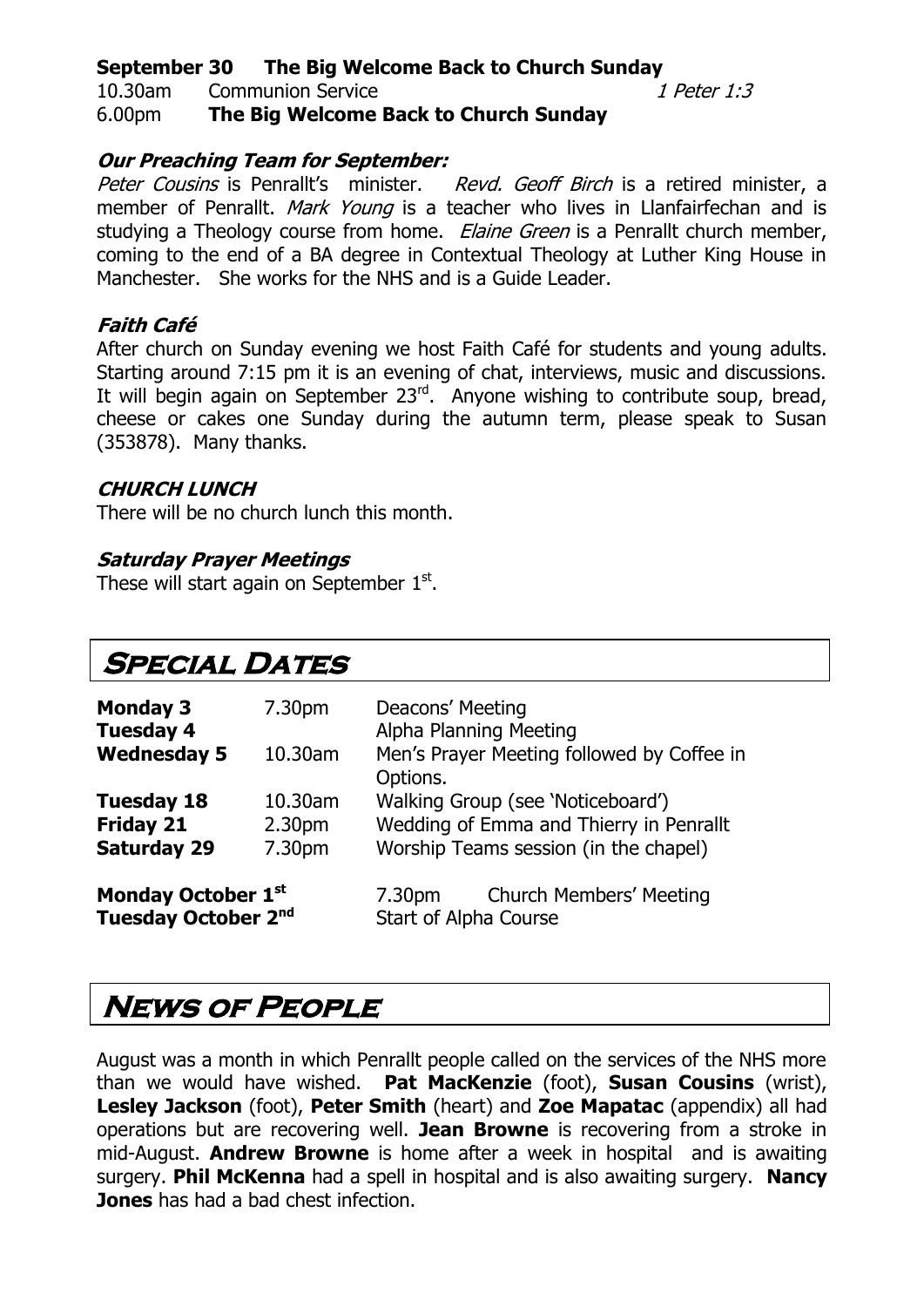**September 30 The Big Welcome Back to Church Sunday**

10.30am Communion Service *1 Peter 1:3*

6.00pm **The Big Welcome Back to Church Sunday**

### *Our Preaching Team for September:*

*Peter Cousins* is Penrallt's minister. *Revd. Geoff Birch* is a retired minister, a member of Penrallt. *Mark Young* is a teacher who lives in Llanfairfechan and is studying a Theology course from home. *Elaine Green* is a Penrallt church member, coming to the end of a BA degree in Contextual Theology at Luther King House in Manchester. She works for the NHS and is a Guide Leader.

### *Faith Café*

After church on Sunday evening we host Faith Café for students and young adults. Starting around 7:15 pm it is an evening of chat, interviews, music and discussions. It will begin again on September 23rd. Anyone wishing to contribute soup, bread, cheese or cakes one Sunday during the autumn term, please speak to Susan (353878). Many thanks.

### *CHURCH LUNCH*

There will be no church lunch this month.

### *Saturday Prayer Meetings*

These will start again on September 1st.

## Special Dates

| | | |
|---|---|---|
| **Monday 3** | 7.30pm | Deacons' Meeting |
| **Tuesday 4** | | Alpha Planning Meeting |
| **Wednesday 5** | 10.30am | Men's Prayer Meeting followed by Coffee in Options. |
| **Tuesday 18** | 10.30am | Walking Group (see 'Noticeboard') |
| **Friday 21** | 2.30pm | Wedding of Emma and Thierry in Penrallt |
| **Saturday 29** | 7.30pm | Worship Teams session (in the chapel) |
| **Monday October 1st** | 7.30pm | Church Members' Meeting |
| **Tuesday October 2nd** | | Start of Alpha Course |

## News of People

August was a month in which Penrallt people called on the services of the NHS more than we would have wished. **Pat MacKenzie** (foot), **Susan Cousins** (wrist), **Lesley Jackson** (foot), **Peter Smith** (heart) and **Zoe Mapatac** (appendix) all had operations but are recovering well. **Jean Browne** is recovering from a stroke in mid-August. **Andrew Browne** is home after a week in hospital and is awaiting surgery. **Phil McKenna** had a spell in hospital and is also awaiting surgery. **Nancy Jones** has had a bad chest infection.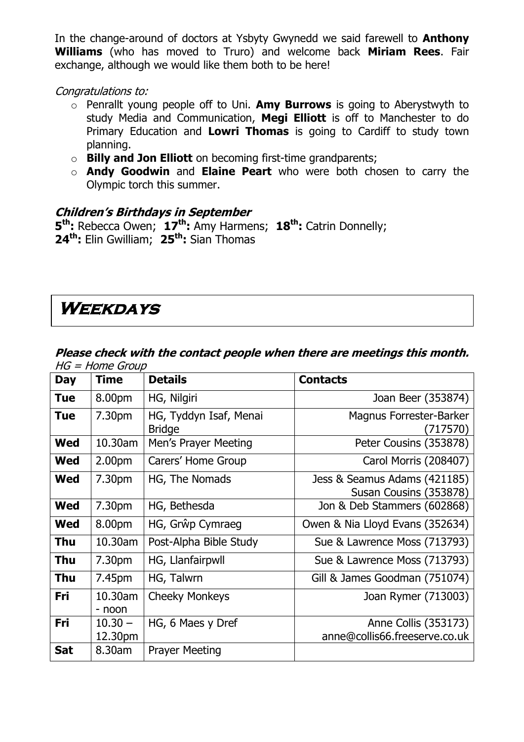In the change-around of doctors at Ysbyty Gwynedd we said farewell to **Anthony Williams** (who has moved to Truro) and welcome back **Miriam Rees**. Fair exchange, although we would like them both to be here!

*Congratulations to:*

- Penrallt young people off to Uni. **Amy Burrows** is going to Aberystwyth to study Media and Communication, **Megi Elliott** is off to Manchester to do Primary Education and **Lowri Thomas** is going to Cardiff to study town planning.
- **Billy and Jon Elliott** on becoming first-time grandparents;
- **Andy Goodwin** and **Elaine Peart** who were both chosen to carry the Olympic torch this summer.

### *Children's Birthdays in September*

**5th:** Rebecca Owen; **17th:** Amy Harmens; **18th:** Catrin Donnelly;
**24th:** Elin Gwilliam; **25th:** Sian Thomas

# Weekdays

***Please check with the contact people when there are meetings this month.***

*HG = Home Group*

| Day | Time | Details | Contacts |
|---|---|---|---|
| **Tue** | 8.00pm | HG, Nilgiri | Joan Beer (353874) |
| **Tue** | 7.30pm | HG, Tyddyn Isaf, Menai Bridge | Magnus Forrester-Barker (717570) |
| **Wed** | 10.30am | Men's Prayer Meeting | Peter Cousins (353878) |
| **Wed** | 2.00pm | Carers' Home Group | Carol Morris (208407) |
| **Wed** | 7.30pm | HG, The Nomads | Jess & Seamus Adams (421185) Susan Cousins (353878) |
| **Wed** | 7.30pm | HG, Bethesda | Jon & Deb Stammers (602868) |
| **Wed** | 8.00pm | HG, Grŵp Cymraeg | Owen & Nia Lloyd Evans (352634) |
| **Thu** | 10.30am | Post-Alpha Bible Study | Sue & Lawrence Moss (713793) |
| **Thu** | 7.30pm | HG, Llanfairpwll | Sue & Lawrence Moss (713793) |
| **Thu** | 7.45pm | HG, Talwrn | Gill & James Goodman (751074) |
| **Fri** | 10.30am - noon | Cheeky Monkeys | Joan Rymer (713003) |
| **Fri** | 10.30 – 12.30pm | HG, 6 Maes y Dref | Anne Collis (353173) anne@collis66.freeserve.co.uk |
| **Sat** | 8.30am | Prayer Meeting | |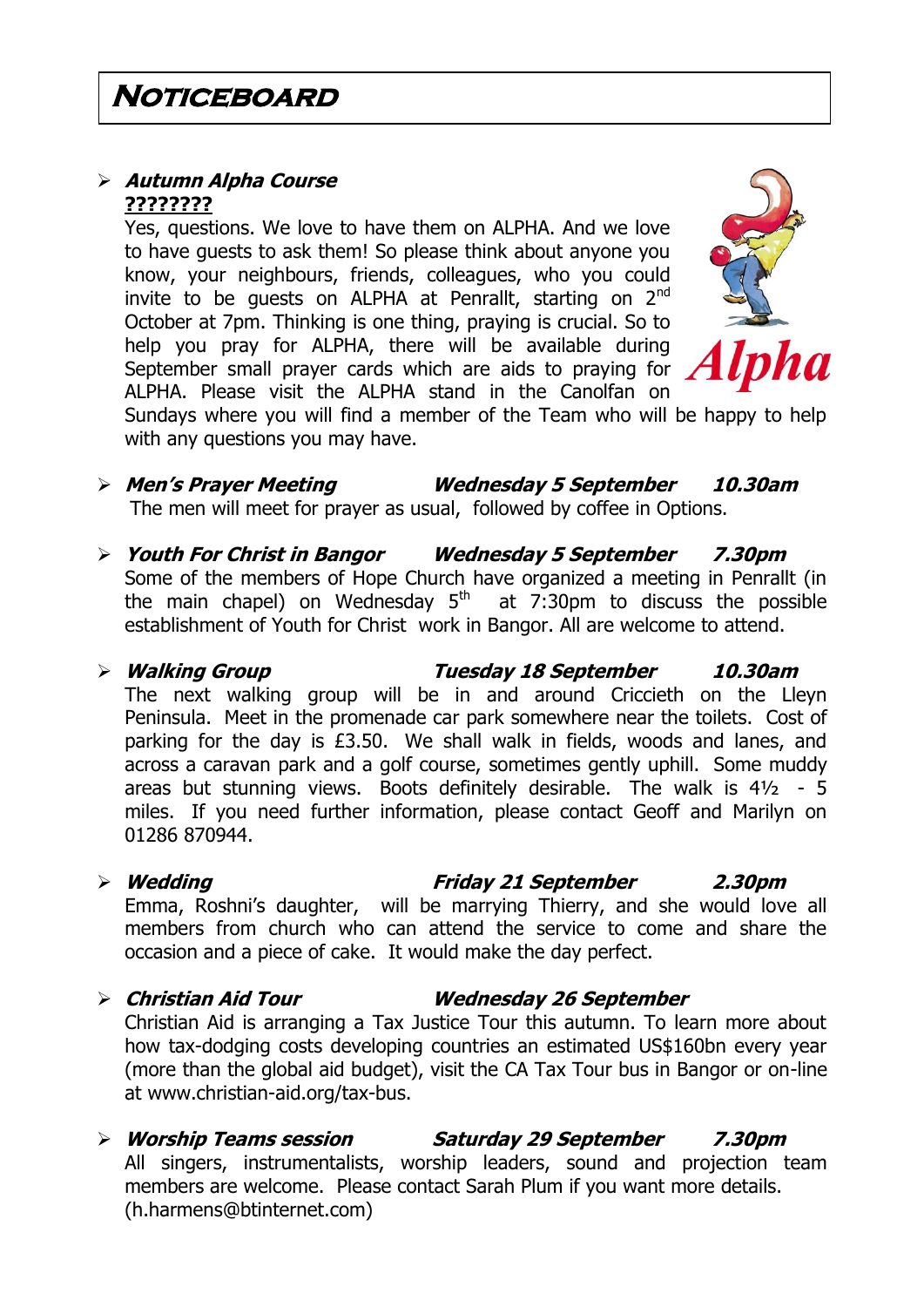# Noticeboard

- ***Autumn Alpha Course***

  **????????**

  Yes, questions. We love to have them on ALPHA. And we love to have guests to ask them! So please think about anyone you know, your neighbours, friends, colleagues, who you could invite to be guests on ALPHA at Penrallt, starting on 2nd October at 7pm. Thinking is one thing, praying is crucial. So to help you pray for ALPHA, there will be available during September small prayer cards which are aids to praying for ALPHA. Please visit the ALPHA stand in the Canolfan on Sundays where you will find a member of the Team who will be happy to help with any questions you may have.

- ***Men's Prayer Meeting*** ***Wednesday 5 September*** ***10.30am***

  The men will meet for prayer as usual, followed by coffee in Options.

- ***Youth For Christ in Bangor*** ***Wednesday 5 September*** ***7.30pm***

  Some of the members of Hope Church have organized a meeting in Penrallt (in the main chapel) on Wednesday 5th at 7:30pm to discuss the possible establishment of Youth for Christ work in Bangor. All are welcome to attend.

- ***Walking Group*** ***Tuesday 18 September*** ***10.30am***

  The next walking group will be in and around Criccieth on the Lleyn Peninsula. Meet in the promenade car park somewhere near the toilets. Cost of parking for the day is £3.50. We shall walk in fields, woods and lanes, and across a caravan park and a golf course, sometimes gently uphill. Some muddy areas but stunning views. Boots definitely desirable. The walk is 4½ - 5 miles. If you need further information, please contact Geoff and Marilyn on 01286 870944.

- ***Wedding*** ***Friday 21 September*** ***2.30pm***

  Emma, Roshni's daughter, will be marrying Thierry, and she would love all members from church who can attend the service to come and share the occasion and a piece of cake. It would make the day perfect.

- ***Christian Aid Tour*** ***Wednesday 26 September***

  Christian Aid is arranging a Tax Justice Tour this autumn. To learn more about how tax-dodging costs developing countries an estimated US$160bn every year (more than the global aid budget), visit the CA Tax Tour bus in Bangor or on-line at www.christian-aid.org/tax-bus.

- ***Worship Teams session*** ***Saturday 29 September*** ***7.30pm***

  All singers, instrumentalists, worship leaders, sound and projection team members are welcome. Please contact Sarah Plum if you want more details. (h.harmens@btinternet.com)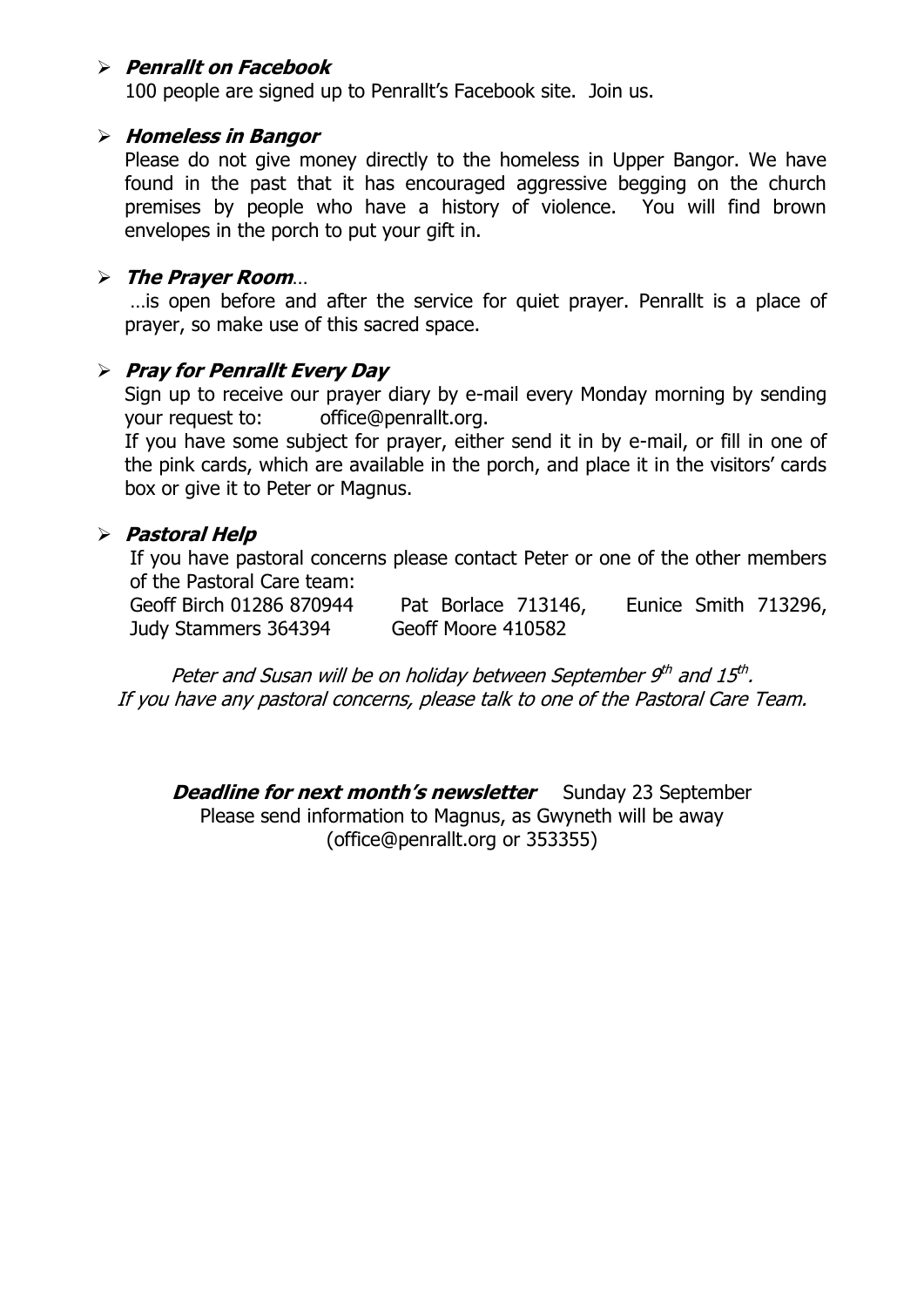- ***Penrallt on Facebook***

  100 people are signed up to Penrallt's Facebook site. Join us.

- ***Homeless in Bangor***

  Please do not give money directly to the homeless in Upper Bangor. We have found in the past that it has encouraged aggressive begging on the church premises by people who have a history of violence. You will find brown envelopes in the porch to put your gift in.

- ***The Prayer Room***…

  …is open before and after the service for quiet prayer. Penrallt is a place of prayer, so make use of this sacred space.

- ***Pray for Penrallt Every Day***

  Sign up to receive our prayer diary by e-mail every Monday morning by sending your request to: office@penrallt.org.

  If you have some subject for prayer, either send it in by e-mail, or fill in one of the pink cards, which are available in the porch, and place it in the visitors' cards box or give it to Peter or Magnus.

- ***Pastoral Help***

  If you have pastoral concerns please contact Peter or one of the other members of the Pastoral Care team:

  Geoff Birch 01286 870944 Pat Borlace 713146, Eunice Smith 713296, Judy Stammers 364394 Geoff Moore 410582

*Peter and Susan will be on holiday between September 9th and 15th.*
*If you have any pastoral concerns, please talk to one of the Pastoral Care Team.*

***Deadline for next month's newsletter*** Sunday 23 September
Please send information to Magnus, as Gwyneth will be away
(office@penrallt.org or 353355)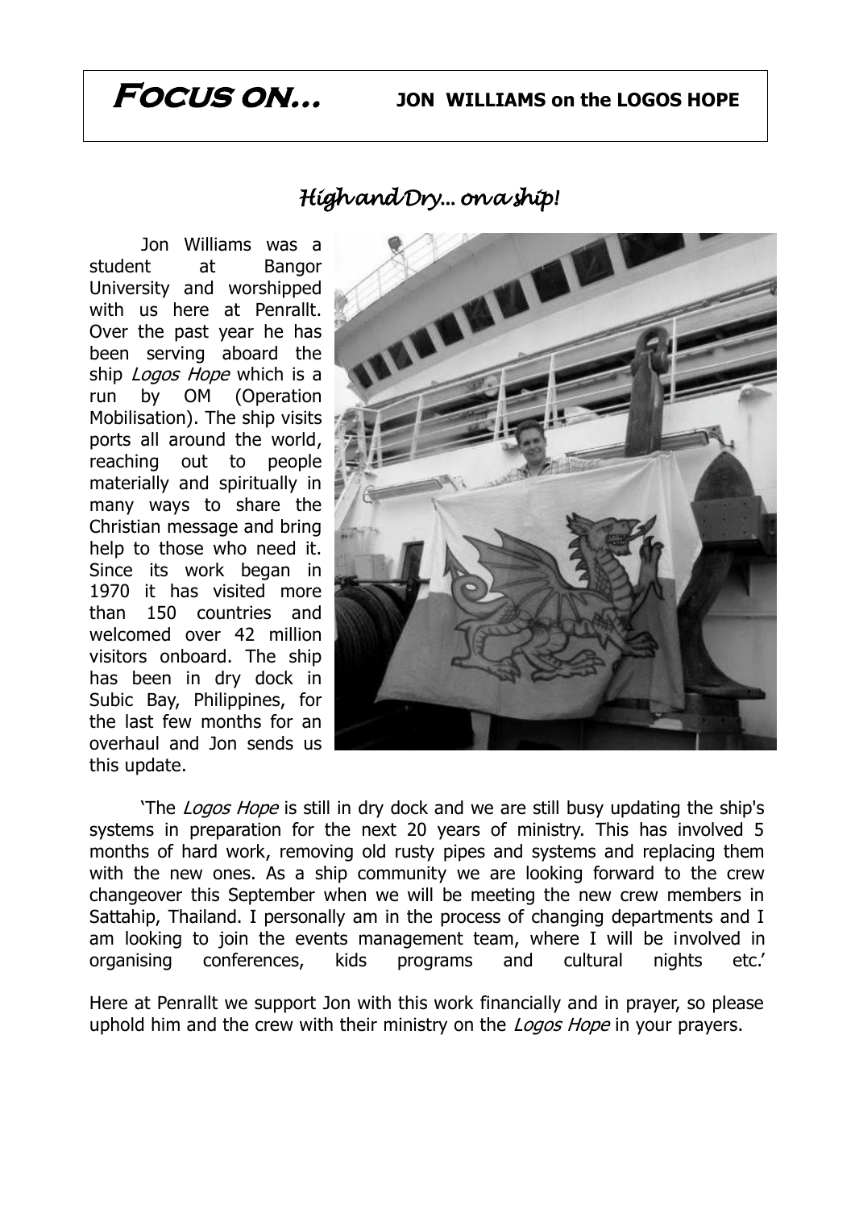# *Focus on…* JON WILLIAMS on the LOGOS HOPE

## *High and Dry… on a ship!*

Jon Williams was a student at Bangor University and worshipped with us here at Penrallt. Over the past year he has been serving aboard the ship *Logos Hope* which is a run by OM (Operation Mobilisation). The ship visits ports all around the world, reaching out to people materially and spiritually in many ways to share the Christian message and bring help to those who need it. Since its work began in 1970 it has visited more than 150 countries and welcomed over 42 million visitors onboard. The ship has been in dry dock in Subic Bay, Philippines, for the last few months for an overhaul and Jon sends us this update.

'The *Logos Hope* is still in dry dock and we are still busy updating the ship's systems in preparation for the next 20 years of ministry. This has involved 5 months of hard work, removing old rusty pipes and systems and replacing them with the new ones. As a ship community we are looking forward to the crew changeover this September when we will be meeting the new crew members in Sattahip, Thailand. I personally am in the process of changing departments and I am looking to join the events management team, where I will be involved in organising conferences, kids programs and cultural nights etc.'

Here at Penrallt we support Jon with this work financially and in prayer, so please uphold him and the crew with their ministry on the *Logos Hope* in your prayers.